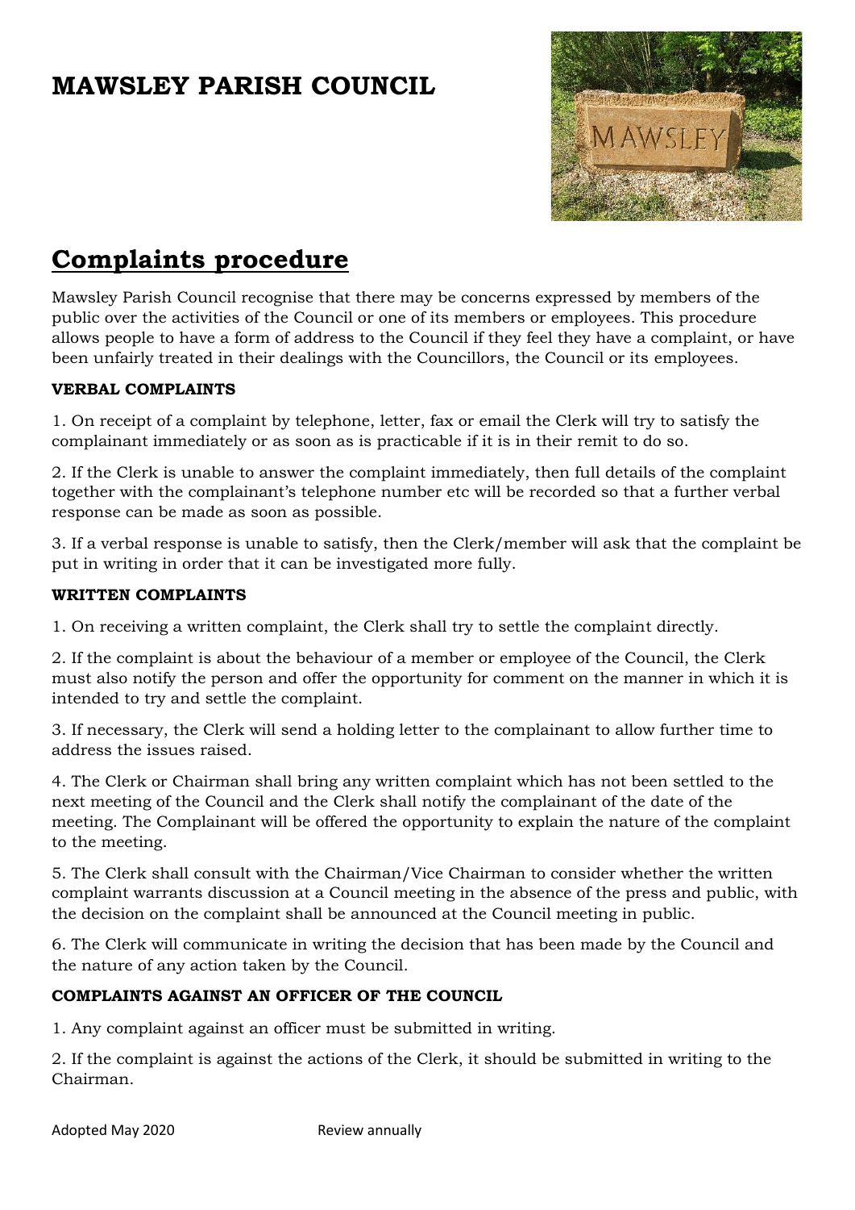# MAWSLEY PARISH COUNCIL

## Complaints procedure

Mawsley Parish Council recognise that there may be concerns expressed by members of the public over the activities of the Council or one of its members or employees. This procedure allows people to have a form of address to the Council if they feel they have a complaint, or have been unfairly treated in their dealings with the Councillors, the Council or its employees.

### VERBAL COMPLAINTS

1. On receipt of a complaint by telephone, letter, fax or email the Clerk will try to satisfy the complainant immediately or as soon as is practicable if it is in their remit to do so.

2. If the Clerk is unable to answer the complaint immediately, then full details of the complaint together with the complainant's telephone number etc will be recorded so that a further verbal response can be made as soon as possible.

3. If a verbal response is unable to satisfy, then the Clerk/member will ask that the complaint be put in writing in order that it can be investigated more fully.

### WRITTEN COMPLAINTS

1. On receiving a written complaint, the Clerk shall try to settle the complaint directly.

2. If the complaint is about the behaviour of a member or employee of the Council, the Clerk must also notify the person and offer the opportunity for comment on the manner in which it is intended to try and settle the complaint.

3. If necessary, the Clerk will send a holding letter to the complainant to allow further time to address the issues raised.

4. The Clerk or Chairman shall bring any written complaint which has not been settled to the next meeting of the Council and the Clerk shall notify the complainant of the date of the meeting. The Complainant will be offered the opportunity to explain the nature of the complaint to the meeting.

5. The Clerk shall consult with the Chairman/Vice Chairman to consider whether the written complaint warrants discussion at a Council meeting in the absence of the press and public, with the decision on the complaint shall be announced at the Council meeting in public.

6. The Clerk will communicate in writing the decision that has been made by the Council and the nature of any action taken by the Council.

### COMPLAINTS AGAINST AN OFFICER OF THE COUNCIL

1. Any complaint against an officer must be submitted in writing.

2. If the complaint is against the actions of the Clerk, it should be submitted in writing to the Chairman.

Adopted May 2020 Review annually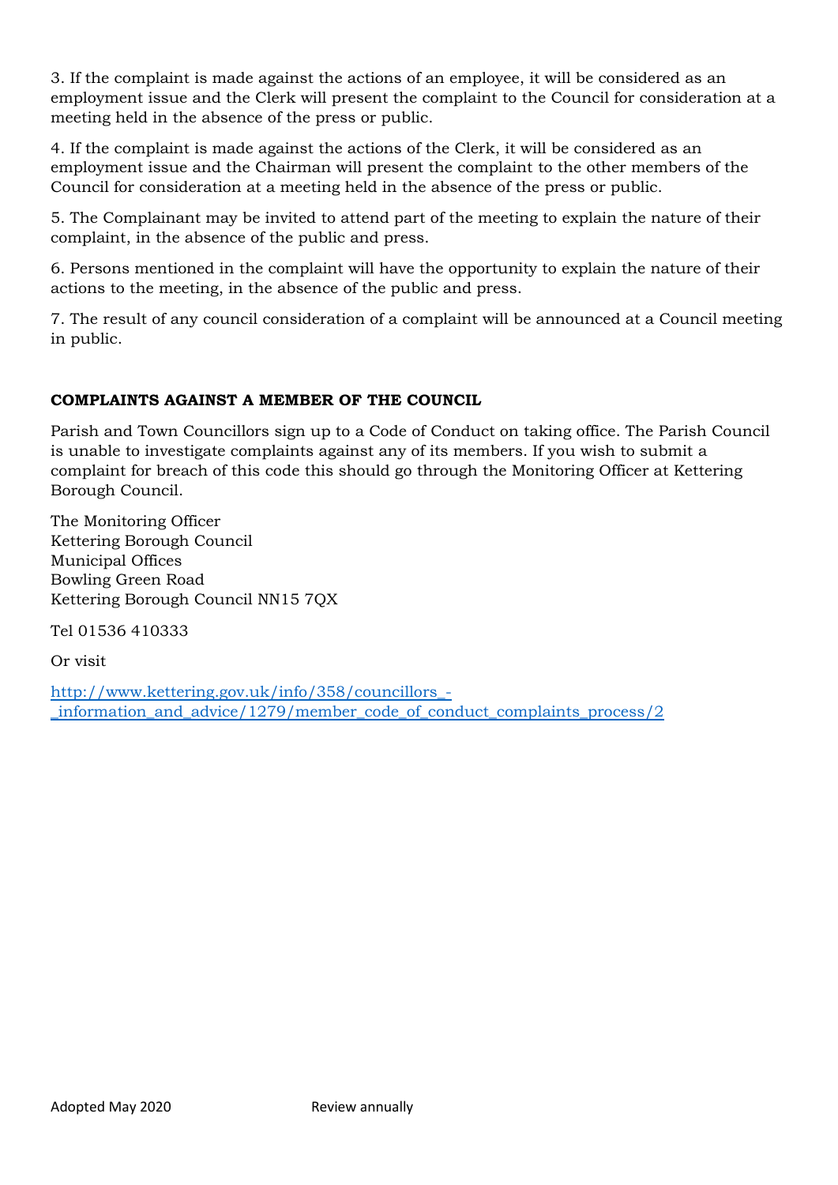3. If the complaint is made against the actions of an employee, it will be considered as an employment issue and the Clerk will present the complaint to the Council for consideration at a meeting held in the absence of the press or public.

4. If the complaint is made against the actions of the Clerk, it will be considered as an employment issue and the Chairman will present the complaint to the other members of the Council for consideration at a meeting held in the absence of the press or public.

5. The Complainant may be invited to attend part of the meeting to explain the nature of their complaint, in the absence of the public and press.

6. Persons mentioned in the complaint will have the opportunity to explain the nature of their actions to the meeting, in the absence of the public and press.

7. The result of any council consideration of a complaint will be announced at a Council meeting in public.

**COMPLAINTS AGAINST A MEMBER OF THE COUNCIL**

Parish and Town Councillors sign up to a Code of Conduct on taking office. The Parish Council is unable to investigate complaints against any of its members. If you wish to submit a complaint for breach of this code this should go through the Monitoring Officer at Kettering Borough Council.

The Monitoring Officer
Kettering Borough Council
Municipal Offices
Bowling Green Road
Kettering Borough Council NN15 7QX

Tel 01536 410333

Or visit

http://www.kettering.gov.uk/info/358/councillors_-_information_and_advice/1279/member_code_of_conduct_complaints_process/2

Adopted May 2020 Review annually